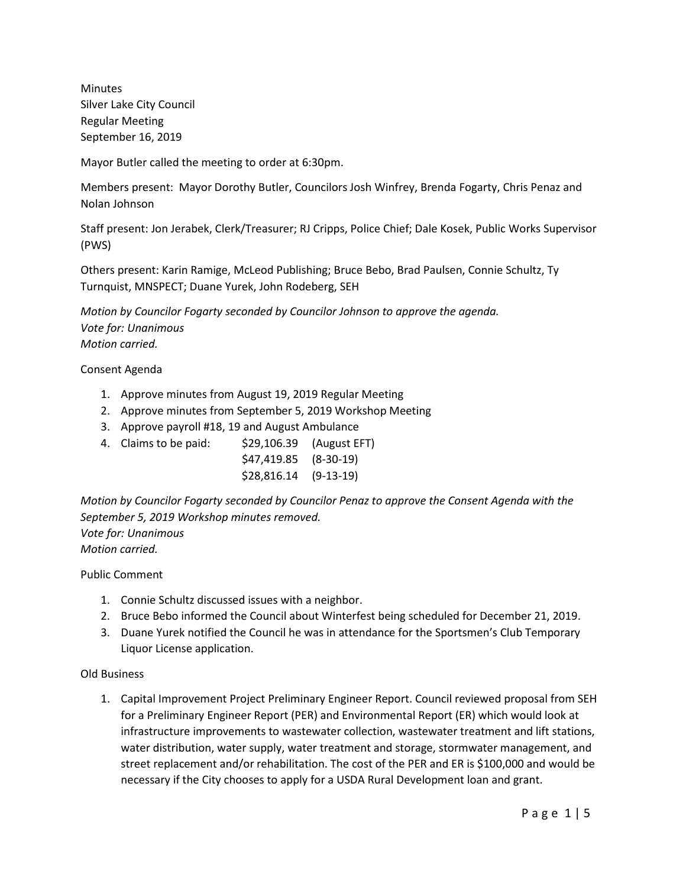Minutes
Silver Lake City Council
Regular Meeting
September 16, 2019

Mayor Butler called the meeting to order at 6:30pm.

Members present: Mayor Dorothy Butler, Councilors Josh Winfrey, Brenda Fogarty, Chris Penaz and Nolan Johnson

Staff present: Jon Jerabek, Clerk/Treasurer; RJ Cripps, Police Chief; Dale Kosek, Public Works Supervisor (PWS)

Others present: Karin Ramige, McLeod Publishing; Bruce Bebo, Brad Paulsen, Connie Schultz, Ty Turnquist, MNSPECT; Duane Yurek, John Rodeberg, SEH

*Motion by Councilor Fogarty seconded by Councilor Johnson to approve the agenda.*
*Vote for: Unanimous*
*Motion carried.*

Consent Agenda

1. Approve minutes from August 19, 2019 Regular Meeting
2. Approve minutes from September 5, 2019 Workshop Meeting
3. Approve payroll #18, 19 and August Ambulance
4. Claims to be paid: $29,106.39 (August EFT)
   $47,419.85 (8-30-19)
   $28,816.14 (9-13-19)

*Motion by Councilor Fogarty seconded by Councilor Penaz to approve the Consent Agenda with the September 5, 2019 Workshop minutes removed.*
*Vote for: Unanimous*
*Motion carried.*

Public Comment

1. Connie Schultz discussed issues with a neighbor.
2. Bruce Bebo informed the Council about Winterfest being scheduled for December 21, 2019.
3. Duane Yurek notified the Council he was in attendance for the Sportsmen's Club Temporary Liquor License application.

Old Business

1. Capital Improvement Project Preliminary Engineer Report. Council reviewed proposal from SEH for a Preliminary Engineer Report (PER) and Environmental Report (ER) which would look at infrastructure improvements to wastewater collection, wastewater treatment and lift stations, water distribution, water supply, water treatment and storage, stormwater management, and street replacement and/or rehabilitation. The cost of the PER and ER is $100,000 and would be necessary if the City chooses to apply for a USDA Rural Development loan and grant.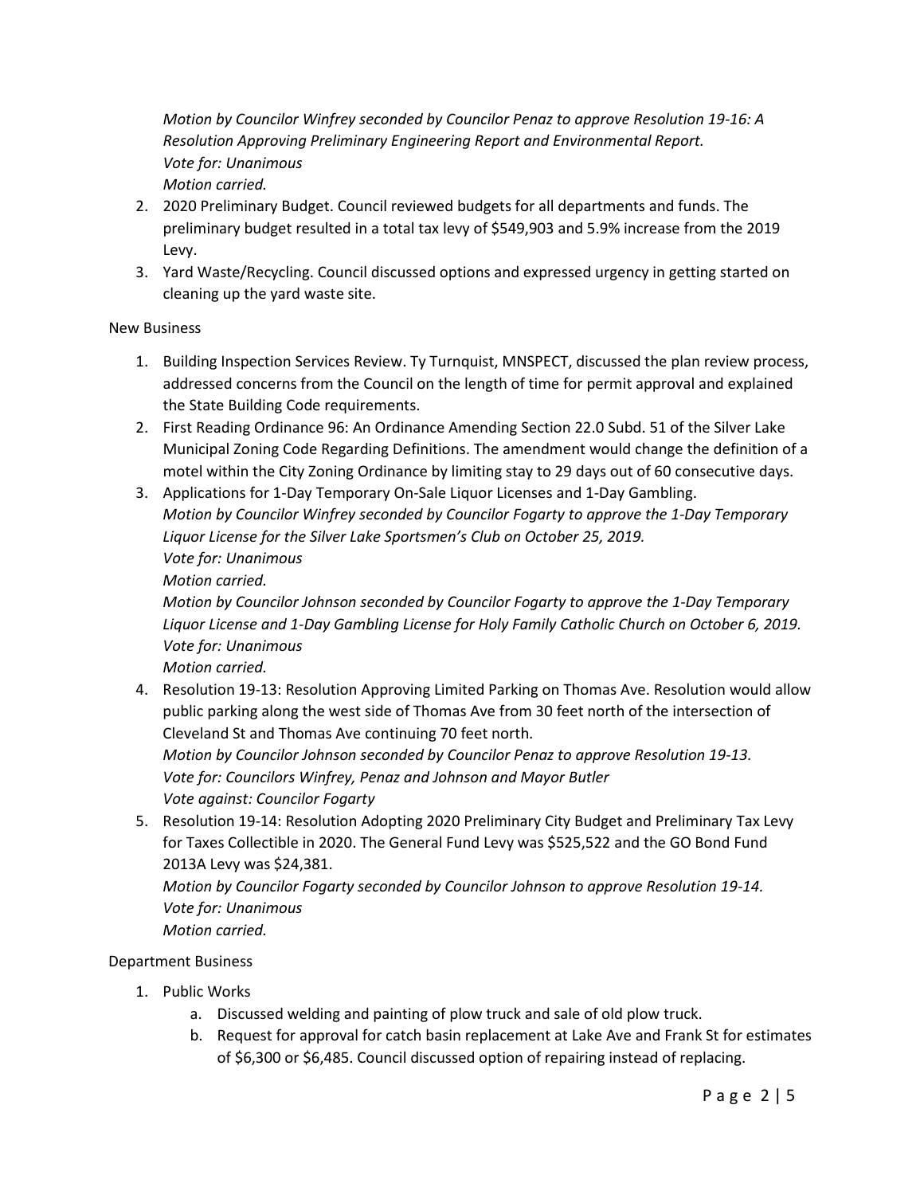*Motion by Councilor Winfrey seconded by Councilor Penaz to approve Resolution 19-16: A Resolution Approving Preliminary Engineering Report and Environmental Report.*
*Vote for: Unanimous*
*Motion carried.*

2. 2020 Preliminary Budget. Council reviewed budgets for all departments and funds. The preliminary budget resulted in a total tax levy of $549,903 and 5.9% increase from the 2019 Levy.
3. Yard Waste/Recycling. Council discussed options and expressed urgency in getting started on cleaning up the yard waste site.

New Business

1. Building Inspection Services Review. Ty Turnquist, MNSPECT, discussed the plan review process, addressed concerns from the Council on the length of time for permit approval and explained the State Building Code requirements.
2. First Reading Ordinance 96: An Ordinance Amending Section 22.0 Subd. 51 of the Silver Lake Municipal Zoning Code Regarding Definitions. The amendment would change the definition of a motel within the City Zoning Ordinance by limiting stay to 29 days out of 60 consecutive days.
3. Applications for 1-Day Temporary On-Sale Liquor Licenses and 1-Day Gambling.
   *Motion by Councilor Winfrey seconded by Councilor Fogarty to approve the 1-Day Temporary Liquor License for the Silver Lake Sportsmen's Club on October 25, 2019.*
   *Vote for: Unanimous*
   *Motion carried.*
   *Motion by Councilor Johnson seconded by Councilor Fogarty to approve the 1-Day Temporary Liquor License and 1-Day Gambling License for Holy Family Catholic Church on October 6, 2019.*
   *Vote for: Unanimous*
   *Motion carried.*
4. Resolution 19-13: Resolution Approving Limited Parking on Thomas Ave. Resolution would allow public parking along the west side of Thomas Ave from 30 feet north of the intersection of Cleveland St and Thomas Ave continuing 70 feet north.
   *Motion by Councilor Johnson seconded by Councilor Penaz to approve Resolution 19-13.*
   *Vote for: Councilors Winfrey, Penaz and Johnson and Mayor Butler*
   *Vote against: Councilor Fogarty*
5. Resolution 19-14: Resolution Adopting 2020 Preliminary City Budget and Preliminary Tax Levy for Taxes Collectible in 2020. The General Fund Levy was $525,522 and the GO Bond Fund 2013A Levy was $24,381.
   *Motion by Councilor Fogarty seconded by Councilor Johnson to approve Resolution 19-14.*
   *Vote for: Unanimous*
   *Motion carried.*

Department Business

1. Public Works
   a. Discussed welding and painting of plow truck and sale of old plow truck.
   b. Request for approval for catch basin replacement at Lake Ave and Frank St for estimates of $6,300 or $6,485. Council discussed option of repairing instead of replacing.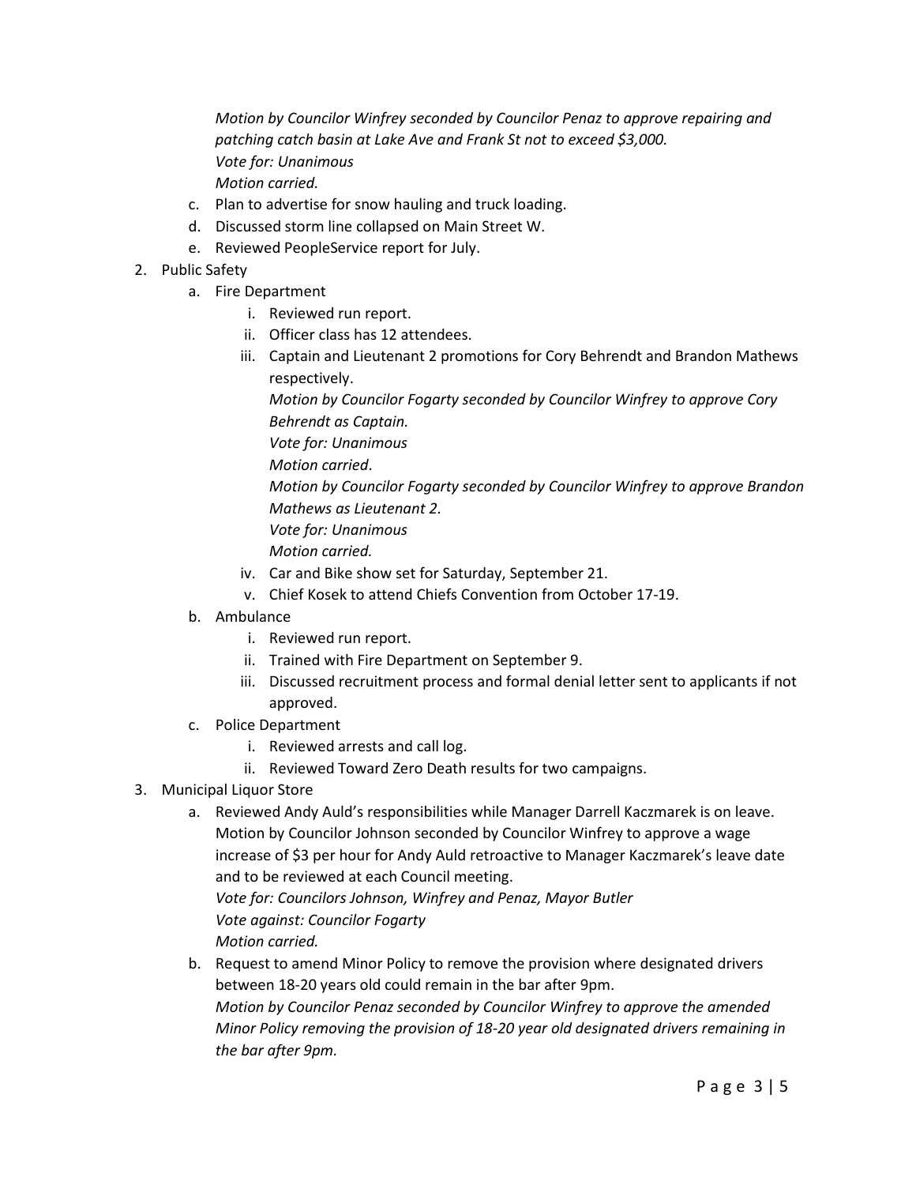*Motion by Councilor Winfrey seconded by Councilor Penaz to approve repairing and patching catch basin at Lake Ave and Frank St not to exceed $3,000.*
*Vote for: Unanimous*
*Motion carried.*

c. Plan to advertise for snow hauling and truck loading.
d. Discussed storm line collapsed on Main Street W.
e. Reviewed PeopleService report for July.

2. Public Safety
    a. Fire Department
        i. Reviewed run report.
        ii. Officer class has 12 attendees.
        iii. Captain and Lieutenant 2 promotions for Cory Behrendt and Brandon Mathews respectively.
            *Motion by Councilor Fogarty seconded by Councilor Winfrey to approve Cory Behrendt as Captain.*
            *Vote for: Unanimous*
            *Motion carried*.
            *Motion by Councilor Fogarty seconded by Councilor Winfrey to approve Brandon Mathews as Lieutenant 2.*
            *Vote for: Unanimous*
            *Motion carried.*
        iv. Car and Bike show set for Saturday, September 21.
        v. Chief Kosek to attend Chiefs Convention from October 17-19.
    b. Ambulance
        i. Reviewed run report.
        ii. Trained with Fire Department on September 9.
        iii. Discussed recruitment process and formal denial letter sent to applicants if not approved.
    c. Police Department
        i. Reviewed arrests and call log.
        ii. Reviewed Toward Zero Death results for two campaigns.

3. Municipal Liquor Store
    a. Reviewed Andy Auld's responsibilities while Manager Darrell Kaczmarek is on leave.
        Motion by Councilor Johnson seconded by Councilor Winfrey to approve a wage increase of $3 per hour for Andy Auld retroactive to Manager Kaczmarek's leave date and to be reviewed at each Council meeting.
        *Vote for: Councilors Johnson, Winfrey and Penaz, Mayor Butler*
        *Vote against: Councilor Fogarty*
        *Motion carried.*
    b. Request to amend Minor Policy to remove the provision where designated drivers between 18-20 years old could remain in the bar after 9pm.
        *Motion by Councilor Penaz seconded by Councilor Winfrey to approve the amended Minor Policy removing the provision of 18-20 year old designated drivers remaining in the bar after 9pm.*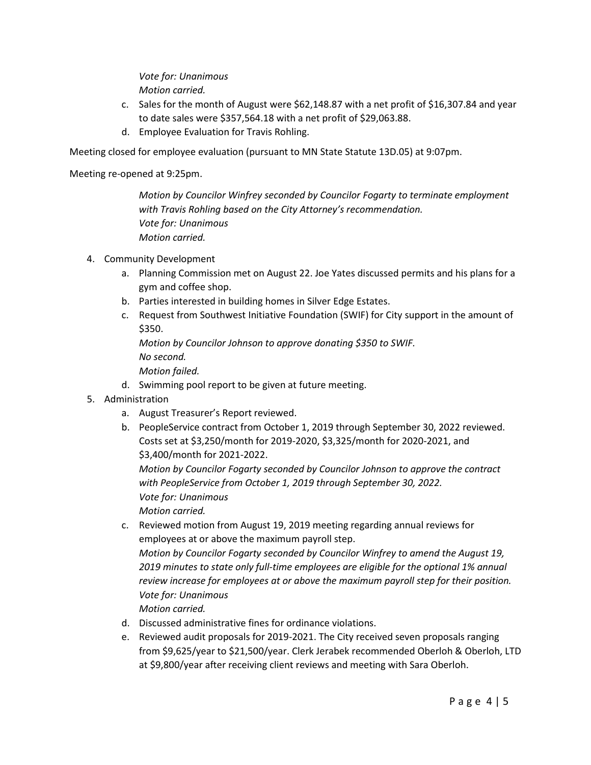*Vote for: Unanimous*
*Motion carried.*

c. Sales for the month of August were $62,148.87 with a net profit of $16,307.84 and year to date sales were $357,564.18 with a net profit of $29,063.88.
d. Employee Evaluation for Travis Rohling.

Meeting closed for employee evaluation (pursuant to MN State Statute 13D.05) at 9:07pm.

Meeting re-opened at 9:25pm.

*Motion by Councilor Winfrey seconded by Councilor Fogarty to terminate employment with Travis Rohling based on the City Attorney's recommendation.*
*Vote for: Unanimous*
*Motion carried.*

4. Community Development
   a. Planning Commission met on August 22. Joe Yates discussed permits and his plans for a gym and coffee shop.
   b. Parties interested in building homes in Silver Edge Estates.
   c. Request from Southwest Initiative Foundation (SWIF) for City support in the amount of $350.
      *Motion by Councilor Johnson to approve donating $350 to SWIF.*
      *No second.*
      *Motion failed.*
   d. Swimming pool report to be given at future meeting.
5. Administration
   a. August Treasurer's Report reviewed.
   b. PeopleService contract from October 1, 2019 through September 30, 2022 reviewed. Costs set at $3,250/month for 2019-2020, $3,325/month for 2020-2021, and $3,400/month for 2021-2022.
      *Motion by Councilor Fogarty seconded by Councilor Johnson to approve the contract with PeopleService from October 1, 2019 through September 30, 2022.*
      *Vote for: Unanimous*
      *Motion carried.*
   c. Reviewed motion from August 19, 2019 meeting regarding annual reviews for employees at or above the maximum payroll step.
      *Motion by Councilor Fogarty seconded by Councilor Winfrey to amend the August 19, 2019 minutes to state only full-time employees are eligible for the optional 1% annual review increase for employees at or above the maximum payroll step for their position.*
      *Vote for: Unanimous*
      *Motion carried.*
   d. Discussed administrative fines for ordinance violations.
   e. Reviewed audit proposals for 2019-2021. The City received seven proposals ranging from $9,625/year to $21,500/year. Clerk Jerabek recommended Oberloh & Oberloh, LTD at $9,800/year after receiving client reviews and meeting with Sara Oberloh.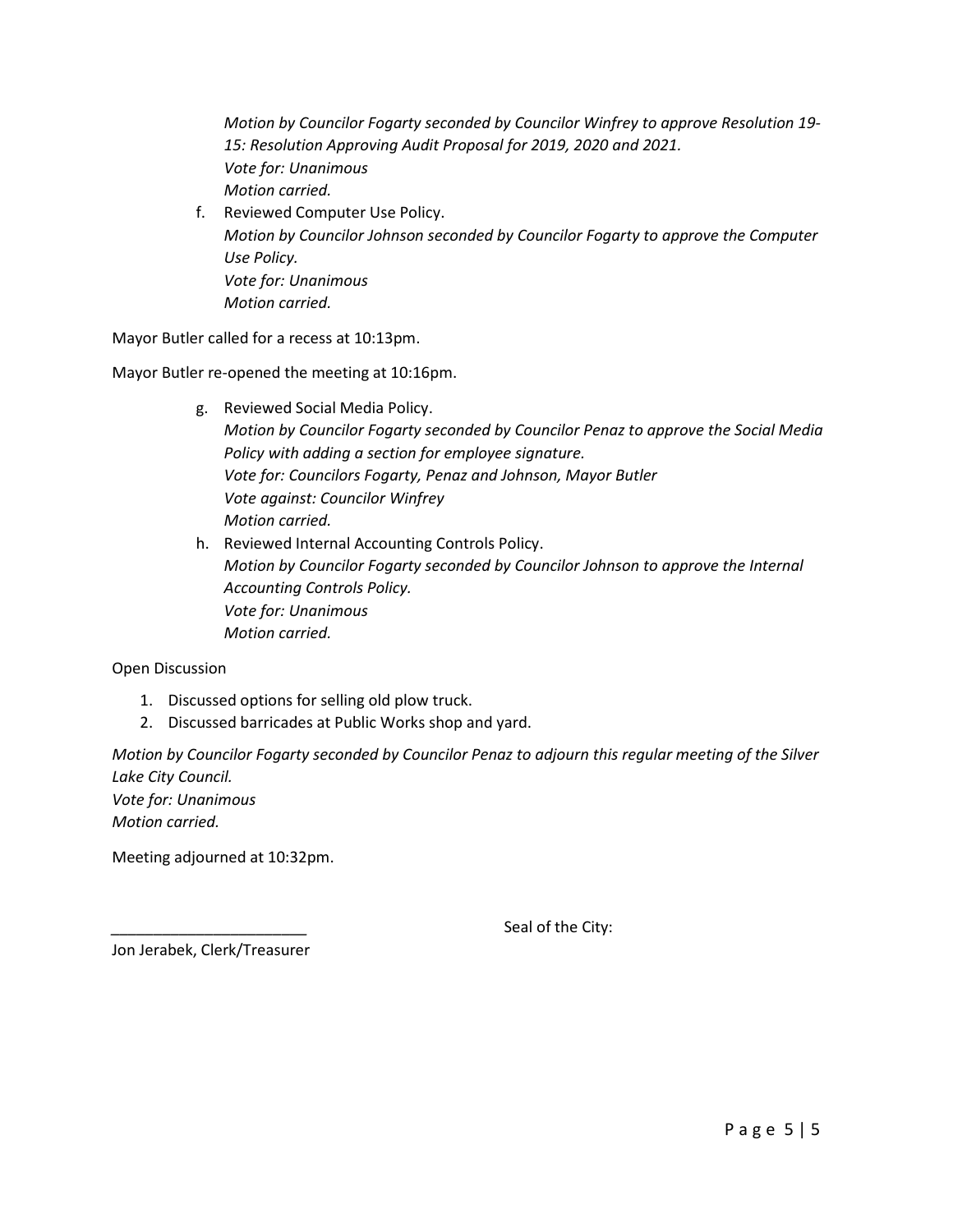*Motion by Councilor Fogarty seconded by Councilor Winfrey to approve Resolution 19-15: Resolution Approving Audit Proposal for 2019, 2020 and 2021.*
*Vote for: Unanimous*
*Motion carried.*

f. Reviewed Computer Use Policy.
*Motion by Councilor Johnson seconded by Councilor Fogarty to approve the Computer Use Policy.*
*Vote for: Unanimous*
*Motion carried.*

Mayor Butler called for a recess at 10:13pm.

Mayor Butler re-opened the meeting at 10:16pm.

g. Reviewed Social Media Policy.
*Motion by Councilor Fogarty seconded by Councilor Penaz to approve the Social Media Policy with adding a section for employee signature.*
*Vote for: Councilors Fogarty, Penaz and Johnson, Mayor Butler*
*Vote against: Councilor Winfrey*
*Motion carried.*

h. Reviewed Internal Accounting Controls Policy.
*Motion by Councilor Fogarty seconded by Councilor Johnson to approve the Internal Accounting Controls Policy.*
*Vote for: Unanimous*
*Motion carried.*

Open Discussion

1. Discussed options for selling old plow truck.
2. Discussed barricades at Public Works shop and yard.

*Motion by Councilor Fogarty seconded by Councilor Penaz to adjourn this regular meeting of the Silver Lake City Council.*
*Vote for: Unanimous*
*Motion carried.*

Meeting adjourned at 10:32pm.

_______________________ Seal of the City:

Jon Jerabek, Clerk/Treasurer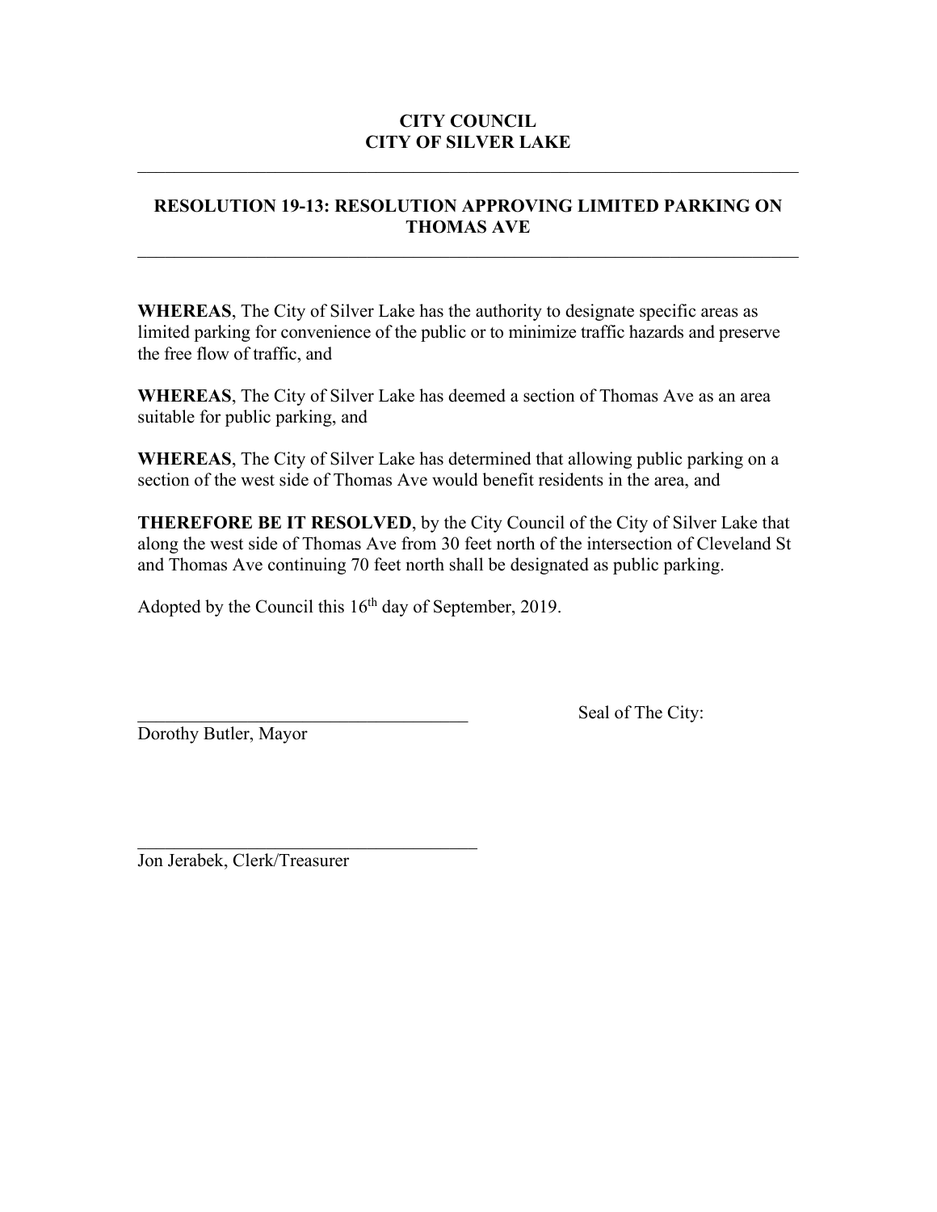**CITY COUNCIL**
**CITY OF SILVER LAKE**

---

## RESOLUTION 19-13: RESOLUTION APPROVING LIMITED PARKING ON THOMAS AVE

---

**WHEREAS**, The City of Silver Lake has the authority to designate specific areas as limited parking for convenience of the public or to minimize traffic hazards and preserve the free flow of traffic, and

**WHEREAS**, The City of Silver Lake has deemed a section of Thomas Ave as an area suitable for public parking, and

**WHEREAS**, The City of Silver Lake has determined that allowing public parking on a section of the west side of Thomas Ave would benefit residents in the area, and

**THEREFORE BE IT RESOLVED**, by the City Council of the City of Silver Lake that along the west side of Thomas Ave from 30 feet north of the intersection of Cleveland St and Thomas Ave continuing 70 feet north shall be designated as public parking.

Adopted by the Council this 16th day of September, 2019.

\_\_\_\_\_\_\_\_\_\_\_\_\_\_\_\_\_\_\_\_\_\_\_\_\_\_\_\_\_\_\_\_\_\_\_\_\_
Dorothy Butler, Mayor

Seal of The City:

\_\_\_\_\_\_\_\_\_\_\_\_\_\_\_\_\_\_\_\_\_\_\_\_\_\_\_\_\_\_\_\_\_\_\_\_\_
Jon Jerabek, Clerk/Treasurer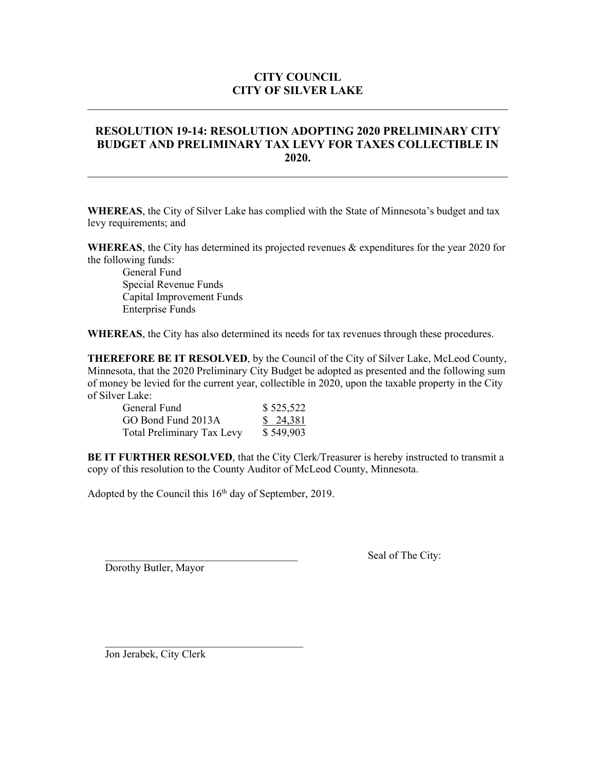**CITY COUNCIL**
**CITY OF SILVER LAKE**

---

## RESOLUTION 19-14: RESOLUTION ADOPTING 2020 PRELIMINARY CITY BUDGET AND PRELIMINARY TAX LEVY FOR TAXES COLLECTIBLE IN 2020.

---

**WHEREAS**, the City of Silver Lake has complied with the State of Minnesota's budget and tax levy requirements; and

**WHEREAS**, the City has determined its projected revenues & expenditures for the year 2020 for the following funds:

- General Fund
- Special Revenue Funds
- Capital Improvement Funds
- Enterprise Funds

**WHEREAS**, the City has also determined its needs for tax revenues through these procedures.

**THEREFORE BE IT RESOLVED**, by the Council of the City of Silver Lake, McLeod County, Minnesota, that the 2020 Preliminary City Budget be adopted as presented and the following sum of money be levied for the current year, collectible in 2020, upon the taxable property in the City of Silver Lake:

| | |
|---|---|
| General Fund | $ 525,522 |
| GO Bond Fund 2013A | $ 24,381 |
| Total Preliminary Tax Levy | $ 549,903 |

**BE IT FURTHER RESOLVED**, that the City Clerk/Treasurer is hereby instructed to transmit a copy of this resolution to the County Auditor of McLeod County, Minnesota.

Adopted by the Council this 16th day of September, 2019.

_____________________________________
Dorothy Butler, Mayor

Seal of The City:

_____________________________________
Jon Jerabek, City Clerk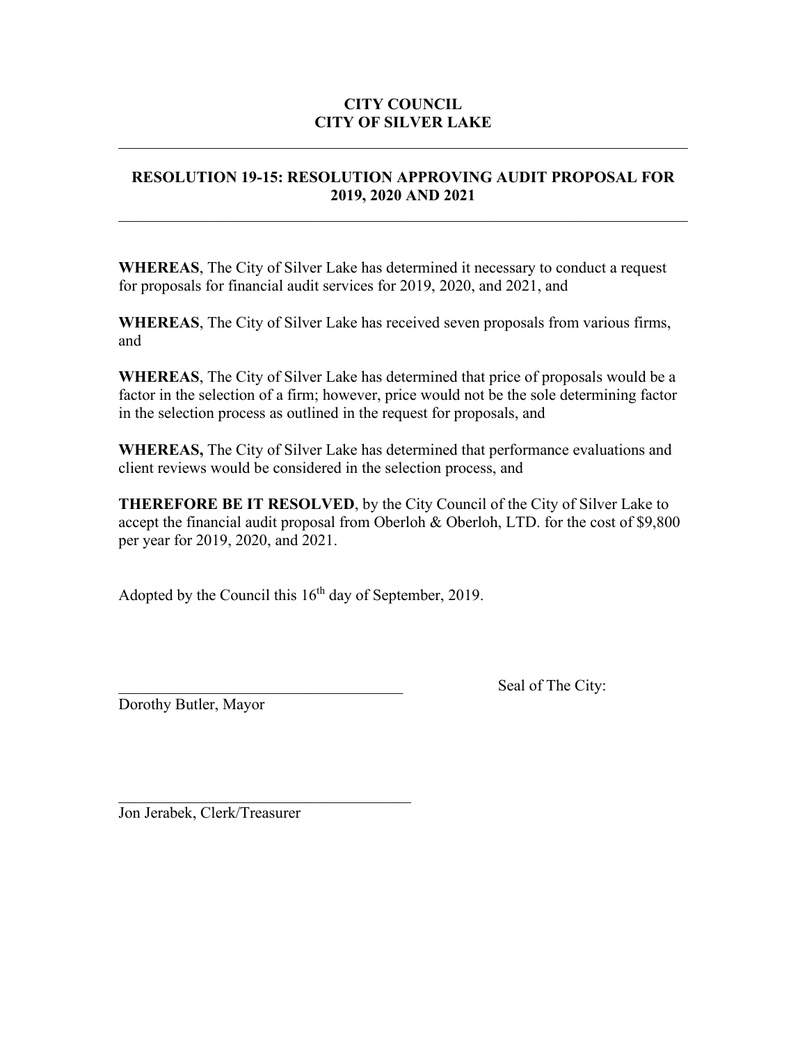**CITY COUNCIL**
**CITY OF SILVER LAKE**

---

## RESOLUTION 19-15: RESOLUTION APPROVING AUDIT PROPOSAL FOR 2019, 2020 AND 2021

---

**WHEREAS**, The City of Silver Lake has determined it necessary to conduct a request for proposals for financial audit services for 2019, 2020, and 2021, and

**WHEREAS**, The City of Silver Lake has received seven proposals from various firms, and

**WHEREAS**, The City of Silver Lake has determined that price of proposals would be a factor in the selection of a firm; however, price would not be the sole determining factor in the selection process as outlined in the request for proposals, and

**WHEREAS,** The City of Silver Lake has determined that performance evaluations and client reviews would be considered in the selection process, and

**THEREFORE BE IT RESOLVED**, by the City Council of the City of Silver Lake to accept the financial audit proposal from Oberloh & Oberloh, LTD. for the cost of $9,800 per year for 2019, 2020, and 2021.

Adopted by the Council this 16th day of September, 2019.

______________________________________ Seal of The City:

Dorothy Butler, Mayor

______________________________________

Jon Jerabek, Clerk/Treasurer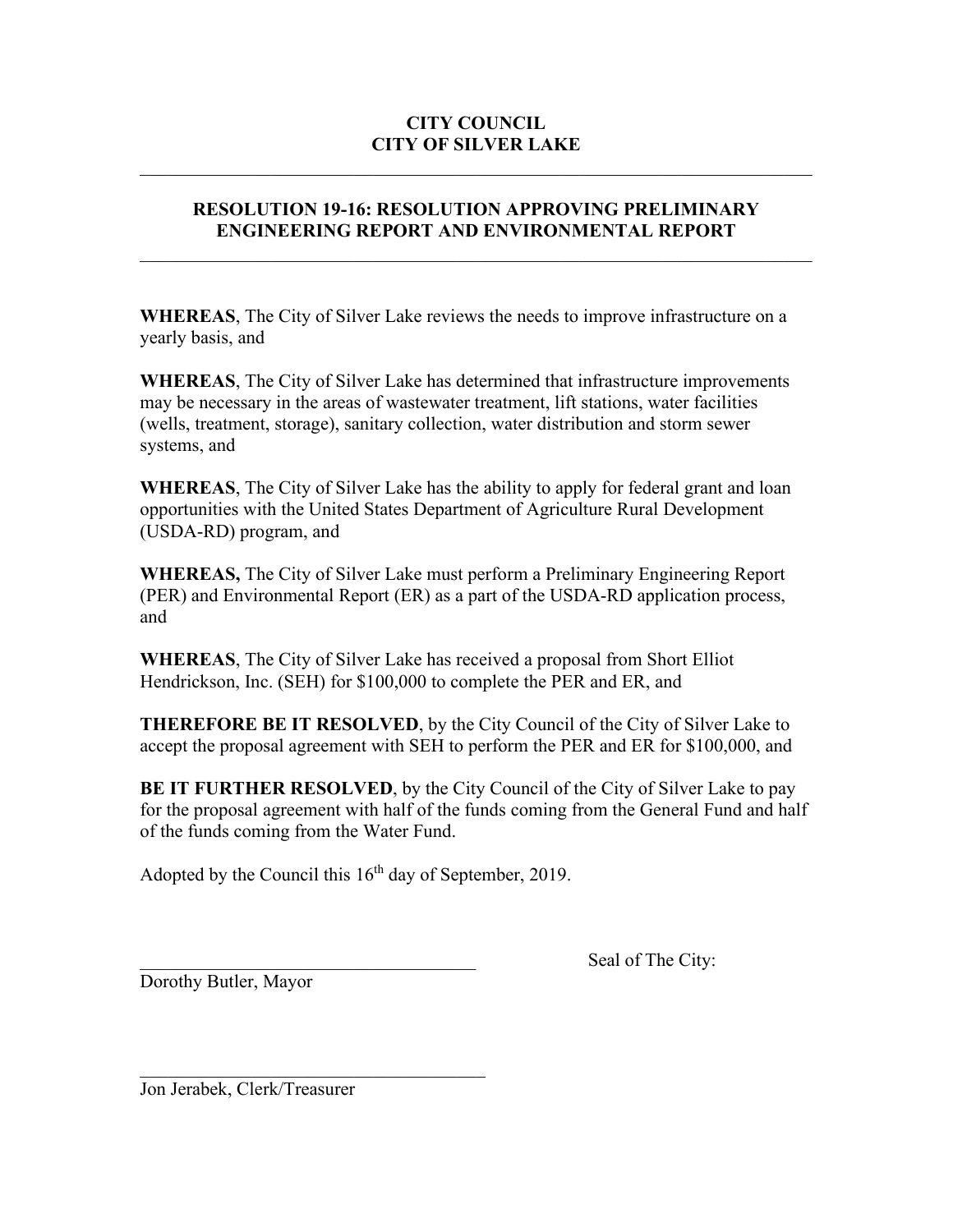**CITY COUNCIL**
**CITY OF SILVER LAKE**

---

## RESOLUTION 19-16: RESOLUTION APPROVING PRELIMINARY ENGINEERING REPORT AND ENVIRONMENTAL REPORT

---

**WHEREAS**, The City of Silver Lake reviews the needs to improve infrastructure on a yearly basis, and

**WHEREAS**, The City of Silver Lake has determined that infrastructure improvements may be necessary in the areas of wastewater treatment, lift stations, water facilities (wells, treatment, storage), sanitary collection, water distribution and storm sewer systems, and

**WHEREAS**, The City of Silver Lake has the ability to apply for federal grant and loan opportunities with the United States Department of Agriculture Rural Development (USDA-RD) program, and

**WHEREAS,** The City of Silver Lake must perform a Preliminary Engineering Report (PER) and Environmental Report (ER) as a part of the USDA-RD application process, and

**WHEREAS**, The City of Silver Lake has received a proposal from Short Elliot Hendrickson, Inc. (SEH) for $100,000 to complete the PER and ER, and

**THEREFORE BE IT RESOLVED**, by the City Council of the City of Silver Lake to accept the proposal agreement with SEH to perform the PER and ER for $100,000, and

**BE IT FURTHER RESOLVED**, by the City Council of the City of Silver Lake to pay for the proposal agreement with half of the funds coming from the General Fund and half of the funds coming from the Water Fund.

Adopted by the Council this 16th day of September, 2019.

\_\_\_\_\_\_\_\_\_\_\_\_\_\_\_\_\_\_\_\_\_\_\_\_\_\_\_\_\_\_\_\_\_\_\_\_\_
Dorothy Butler, Mayor

Seal of The City:

\_\_\_\_\_\_\_\_\_\_\_\_\_\_\_\_\_\_\_\_\_\_\_\_\_\_\_\_\_\_\_\_\_\_\_\_\_
Jon Jerabek, Clerk/Treasurer